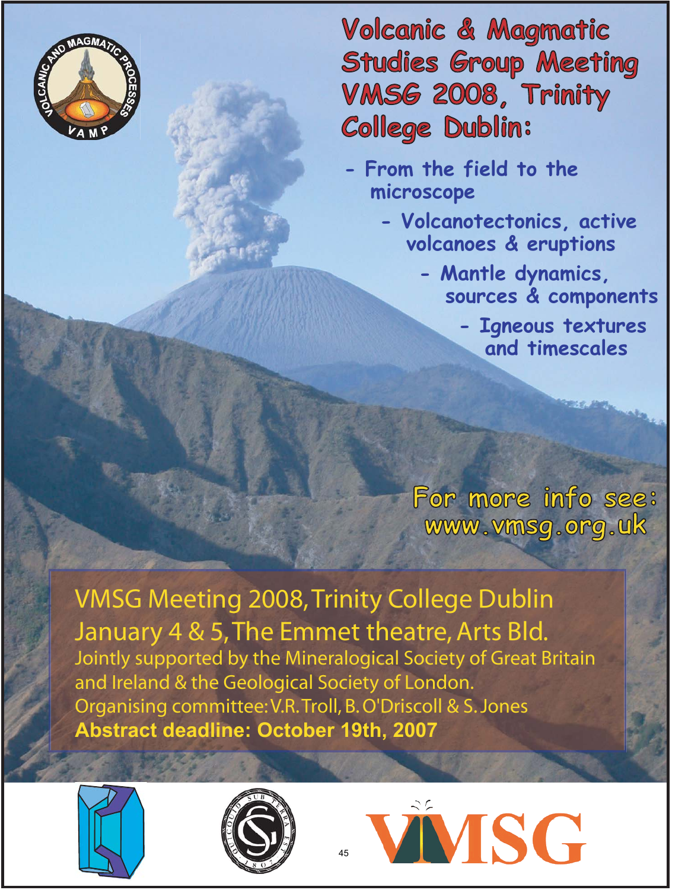# Volcanic & Magmatic Studies Group Meeting VMSG 2008, Trinity College Dublin:

- From the field to the microscope
- Volcanotectonics, active volcanoes & eruptions
- Mantle dynamics, sources & components
- Igneous textures and timescales

For more info see: www.vmsg.org.uk

VMSG Meeting 2008, Trinity College Dublin

January 4 & 5, The Emmet theatre, Arts Bld.

Jointly supported by the Mineralogical Society of Great Britain and Ireland & the Geological Society of London.

Organising committee: V.R. Troll, B. O'Driscoll & S. Jones

**Abstract deadline: October 19th, 2007**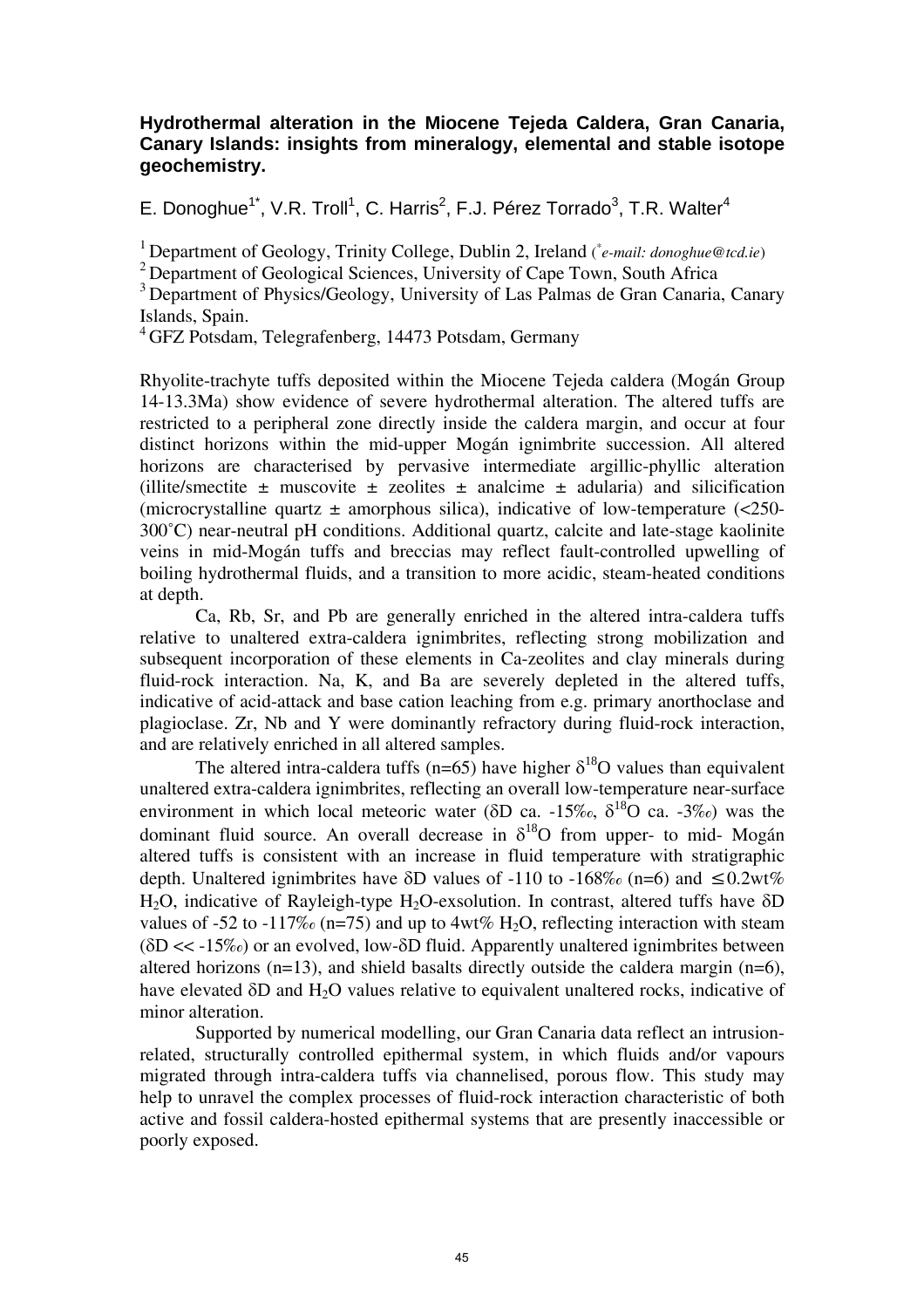# Hydrothermal alteration in the Miocene Tejeda Caldera, Gran Canaria, Canary Islands: insights from mineralogy, elemental and stable isotope geochemistry.

E. Donoghue[1*], V.R. Troll[1], C. Harris[2], F.J. Pérez Torrado[3], T.R. Walter[4]

[1] Department of Geology, Trinity College, Dublin 2, Ireland (*e-mail: donoghue@tcd.ie*)
[2] Department of Geological Sciences, University of Cape Town, South Africa
[3] Department of Physics/Geology, University of Las Palmas de Gran Canaria, Canary Islands, Spain.
[4] GFZ Potsdam, Telegrafenberg, 14473 Potsdam, Germany

Rhyolite-trachyte tuffs deposited within the Miocene Tejeda caldera (Mogán Group 14-13.3Ma) show evidence of severe hydrothermal alteration. The altered tuffs are restricted to a peripheral zone directly inside the caldera margin, and occur at four distinct horizons within the mid-upper Mogán ignimbrite succession. All altered horizons are characterised by pervasive intermediate argillic-phyllic alteration (illite/smectite ± muscovite ± zeolites ± analcime ± adularia) and silicification (microcrystalline quartz ± amorphous silica), indicative of low-temperature (<250-300˚C) near-neutral pH conditions. Additional quartz, calcite and late-stage kaolinite veins in mid-Mogán tuffs and breccias may reflect fault-controlled upwelling of boiling hydrothermal fluids, and a transition to more acidic, steam-heated conditions at depth.

Ca, Rb, Sr, and Pb are generally enriched in the altered intra-caldera tuffs relative to unaltered extra-caldera ignimbrites, reflecting strong mobilization and subsequent incorporation of these elements in Ca-zeolites and clay minerals during fluid-rock interaction. Na, K, and Ba are severely depleted in the altered tuffs, indicative of acid-attack and base cation leaching from e.g. primary anorthoclase and plagioclase. Zr, Nb and Y were dominantly refractory during fluid-rock interaction, and are relatively enriched in all altered samples.

The altered intra-caldera tuffs (n=65) have higher $\delta^{18}O$ values than equivalent unaltered extra-caldera ignimbrites, reflecting an overall low-temperature near-surface environment in which local meteoric water ($\delta D$ ca. -15‰, $\delta^{18}O$ ca. -3‰) was the dominant fluid source. An overall decrease in $\delta^{18}O$ from upper- to mid- Mogán altered tuffs is consistent with an increase in fluid temperature with stratigraphic depth. Unaltered ignimbrites have $\delta D$ values of -110 to -168‰ (n=6) and $\leq$0.2wt% $H_2O$, indicative of Rayleigh-type $H_2O$-exsolution. In contrast, altered tuffs have $\delta D$ values of -52 to -117‰ (n=75) and up to 4wt% $H_2O$, reflecting interaction with steam ($\delta D$ << -15‰) or an evolved, low-$\delta D$ fluid. Apparently unaltered ignimbrites between altered horizons (n=13), and shield basalts directly outside the caldera margin (n=6), have elevated $\delta D$ and $H_2O$ values relative to equivalent unaltered rocks, indicative of minor alteration.

Supported by numerical modelling, our Gran Canaria data reflect an intrusion-related, structurally controlled epithermal system, in which fluids and/or vapours migrated through intra-caldera tuffs via channelised, porous flow. This study may help to unravel the complex processes of fluid-rock interaction characteristic of both active and fossil caldera-hosted epithermal systems that are presently inaccessible or poorly exposed.